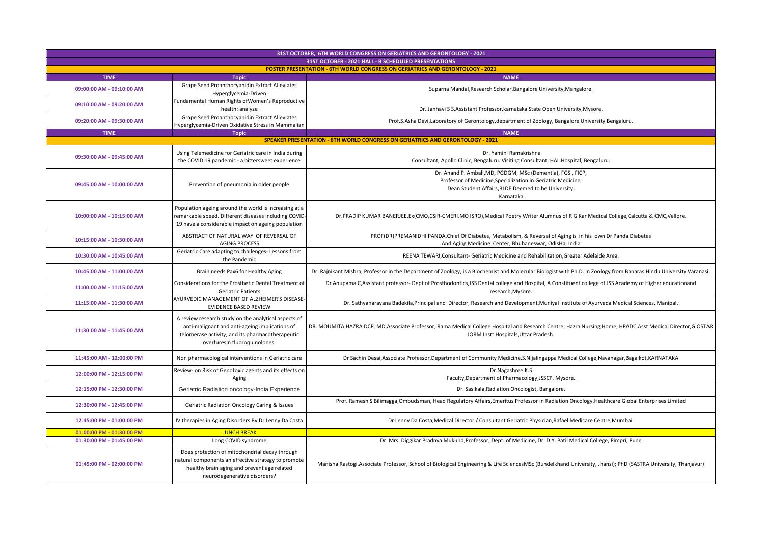| 31ST OCTOBER, 6TH WORLD CONGRESS ON GERIATRICS AND GERONTOLOGY - 2021 | | |
|---|---|---|
| 31ST OCTOBER - 2021 HALL - B SCHEDULED PRESENTATIONS | | |
| POSTER PRESENTATION - 6TH WORLD CONGRESS ON GERIATRICS AND GERONTOLOGY - 2021 | | |
| **TIME** | **Topic** | **NAME** |
| 09:00:00 AM - 09:10:00 AM | Grape Seed Proanthocyanidin Extract Alleviates Hyperglycemia-Driven | Suparna Mandal,Research Scholar,Bangalore University,Mangalore. |
| 09:10:00 AM - 09:20:00 AM | Fundamental Human Rights ofWomen's Reproductive health: analyze | Dr. Janhavi S S,Assistant Professor,karnataka State Open University,Mysore. |
| 09:20:00 AM - 09:30:00 AM | Grape Seed Proanthocyanidin Extract Alleviates Hyperglycemia-Driven Oxidative Stress in Mammalian | Prof.S.Asha Devi,Laboratory of Gerontology,department of Zoology, Bangalore University.Bengaluru. |
| **TIME** | **Topic** | **NAME** |
| SPEAKER PRESENTATION - 6TH WORLD CONGRESS ON GERIATRICS AND GERONTOLOGY - 2021 | | |
| 09:30:00 AM - 09:45:00 AM | Using Telemedicine for Geriatric care in India during the COVID 19 pandemic - a bittersweet experience | Dr. Yamini Ramakrishna<br>Consultant, Apollo Clinic, Bengaluru. Visiting Consultant, HAL Hospital, Bengaluru. |
| 09:45:00 AM - 10:00:00 AM | Prevention of pneumonia in older people | Dr. Anand P. Ambali,MD, PGDGM, MSc (Dementia), FGSI, FICP,<br>Professor of Medicine,Specialization in Geriatric Medicine,<br>Dean Student Affairs,BLDE Deemed to be University,<br>Karnataka |
| 10:00:00 AM - 10:15:00 AM | Population ageing around the world is increasing at a remarkable speed. Different diseases including COVID-19 have a considerable impact on ageing population | Dr.PRADIP KUMAR BANERJEE,Ex(CMO,CSIR-CMERI.MO ISRO),Medical Poetry Writer Alumnus of R G Kar Medical College,Calcutta & CMC,Vellore. |
| 10:15:00 AM - 10:30:00 AM | ABSTRACT OF NATURAL WAY OF REVERSAL OF AGING PROCESS | PROF(DR)PREMANIDHI PANDA,Chief Of Diabetes, Metabolism, & Reversal of Aging is in his own Dr Panda Diabetes And Aging Medicine Center, Bhubaneswar, OdisHa, India |
| 10:30:00 AM - 10:45:00 AM | Geriatric Care adapting to challenges- Lessons from the Pandemic | REENA TEWARI,Consultant- Geriatric Medicine and Rehabilitation,Greater Adelaide Area. |
| 10:45:00 AM - 11:00:00 AM | Brain needs Pax6 for Healthy Aging | Dr. Rajnikant Mishra, Professor in the Department of Zoology, is a Biochemist and Molecular Biologist with Ph.D. in Zoology from Banaras Hindu University.Varanasi. |
| 11:00:00 AM - 11:15:00 AM | Considerations for the Prosthetic Dental Treatment of Geriatric Patients | Dr Anupama C,Assistant professor- Dept of Prosthodontics,JSS Dental college and Hospital, A Constituent college of JSS Academy of Higher educationand research,Mysore. |
| 11:15:00 AM - 11:30:00 AM | AYURVEDIC MANAGEMENT OF ALZHEIMER'S DISEASE-EVIDENCE BASED REVIEW | Dr. Sathyanarayana Badekila,Principal and Director, Research and Development,Muniyal Institute of Ayurveda Medical Sciences, Manipal. |
| 11:30:00 AM - 11:45:00 AM | A review research study on the analytical aspects of anti-malignant and anti-ageing implications of telomerase activity, and its pharmacotherapeutic overturesin fluoroquinolones. | DR. MOUMITA HAZRA DCP, MD,Associate Professor, Rama Medical College Hospital and Research Centre; Hazra Nursing Home, HPADC;Asst Medical Director,GIOSTAR IORM Instt Hospitals,Uttar Pradesh. |
| 11:45:00 AM - 12:00:00 PM | Non pharmacological interventions in Geriatric care | Dr Sachin Desai,Associate Professor,Department of Community Medicine,S.Nijalingappa Medical College,Navanagar,Bagalkot,KARNATAKA |
| 12:00:00 PM - 12:15:00 PM | Review- on Risk of Genotoxic agents and its effects on Aging | Dr.Nagashree.K.S<br>Faculty,Department of Pharmacology,JSSCP, Mysore. |
| 12:15:00 PM - 12:30:00 PM | Geriatric Radiation oncology-India Experience | Dr. Sasikala,Radiation Oncologist, Bangalore. |
| 12:30:00 PM - 12:45:00 PM | Geriatric Radiation Oncology Caring & Issues | Prof. Ramesh S Bilimagga,Ombudsman, Head Regulatory Affairs,Emeritus Professor in Radiation Oncology,Healthcare Global Enterprises Limited |
| 12:45:00 PM - 01:00:00 PM | IV therapies in Aging Disorders By Dr Lenny Da Costa | Dr Lenny Da Costa,Medical Director / Consultant Geriatric Physician,Rafael Medicare Centre,Mumbai. |
| 01:00:00 PM - 01:30:00 PM | LUNCH BREAK | |
| 01:30:00 PM - 01:45:00 PM | Long COVID syndrome | Dr. Mrs. Diggikar Pradnya Mukund,Professor, Dept. of Medicine, Dr. D.Y. Patil Medical College, Pimpri, Pune |
| 01:45:00 PM - 02:00:00 PM | Does protection of mitochondrial decay through natural components an effective strategy to promote healthy brain aging and prevent age related neurodegenerative disorders? | Manisha Rastogi,Associate Professor, School of Biological Engineering & Life SciencesMSc (Bundelkhand University, Jhansi); PhD (SASTRA University, Thanjavur) |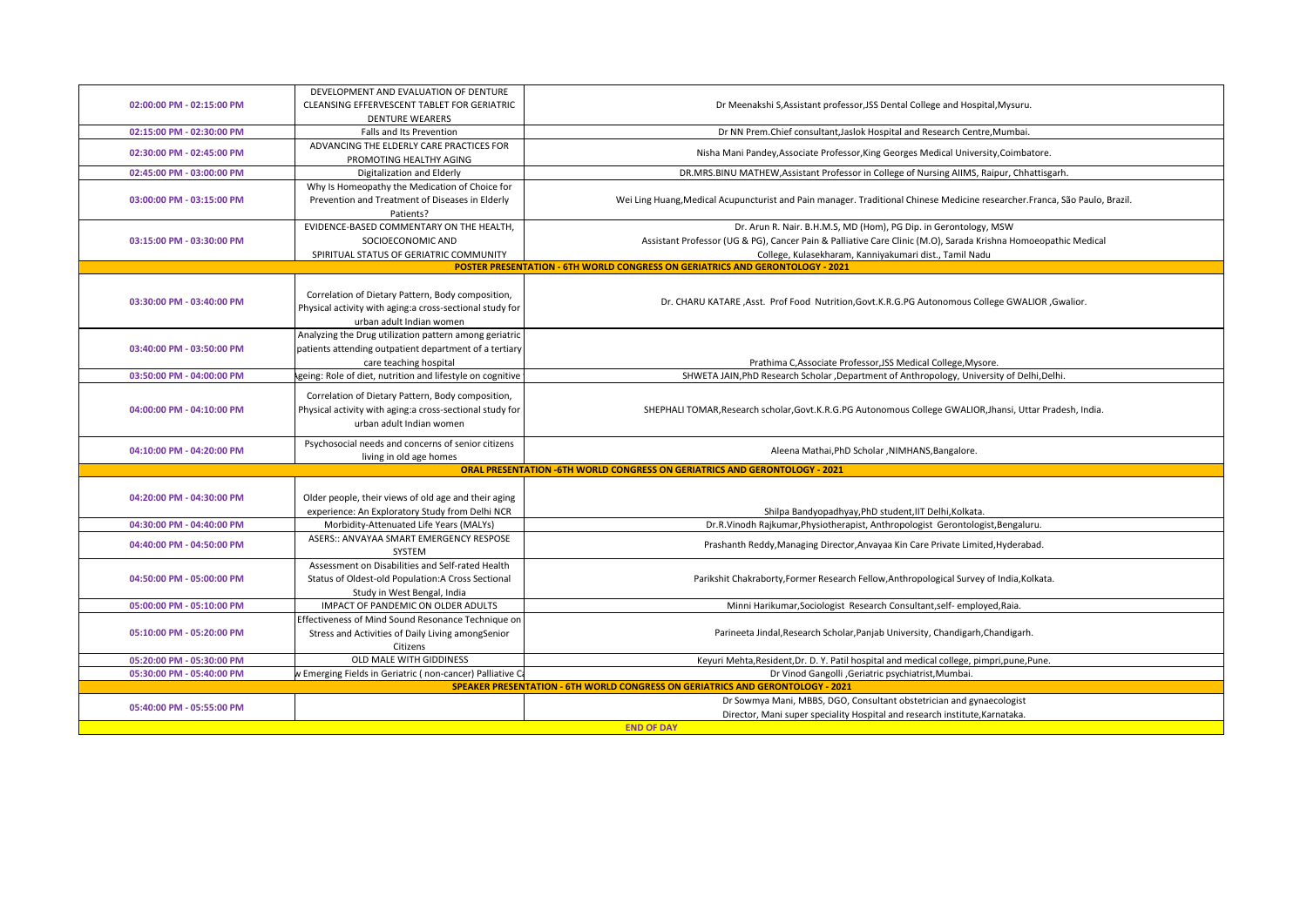| | | |
|---|---|---|
| 02:00:00 PM - 02:15:00 PM | DEVELOPMENT AND EVALUATION OF DENTURE CLEANSING EFFERVESCENT TABLET FOR GERIATRIC DENTURE WEARERS | Dr Meenakshi S,Assistant professor,JSS Dental College and Hospital,Mysuru. |
| 02:15:00 PM - 02:30:00 PM | Falls and Its Prevention | Dr NN Prem.Chief consultant,Jaslok Hospital and Research Centre,Mumbai. |
| 02:30:00 PM - 02:45:00 PM | ADVANCING THE ELDERLY CARE PRACTICES FOR PROMOTING HEALTHY AGING | Nisha Mani Pandey,Associate Professor,King Georges Medical University,Coimbatore. |
| 02:45:00 PM - 03:00:00 PM | Digitalization and Elderly | DR.MRS.BINU MATHEW,Assistant Professor in College of Nursing AIIMS, Raipur, Chhattisgarh. |
| 03:00:00 PM - 03:15:00 PM | Why Is Homeopathy the Medication of Choice for Prevention and Treatment of Diseases in Elderly Patients? | Wei Ling Huang,Medical Acupuncturist and Pain manager. Traditional Chinese Medicine researcher.Franca, São Paulo, Brazil. |
| 03:15:00 PM - 03:30:00 PM | EVIDENCE-BASED COMMENTARY ON THE HEALTH, SOCIOECONOMIC AND SPIRITUAL STATUS OF GERIATRIC COMMUNITY | Dr. Arun R. Nair. B.H.M.S, MD (Hom), PG Dip. in Gerontology, MSW Assistant Professor (UG & PG), Cancer Pain & Palliative Care Clinic (M.O), Sarada Krishna Homoeopathic Medical College, Kulasekharam, Kanniyakumari dist., Tamil Nadu |
| **POSTER PRESENTATION - 6TH WORLD CONGRESS ON GERIATRICS AND GERONTOLOGY - 2021** | | |
| 03:30:00 PM - 03:40:00 PM | Correlation of Dietary Pattern, Body composition, Physical activity with aging:a cross-sectional study for urban adult Indian women | Dr. CHARU KATARE ,Asst. Prof Food Nutrition,Govt.K.R.G.PG Autonomous College GWALIOR ,Gwalior. |
| 03:40:00 PM - 03:50:00 PM | Analyzing the Drug utilization pattern among geriatric patients attending outpatient department of a tertiary care teaching hospital | Prathima C,Associate Professor,JSS Medical College,Mysore. |
| 03:50:00 PM - 04:00:00 PM | ageing: Role of diet, nutrition and lifestyle on cognitive | SHWETA JAIN,PhD Research Scholar ,Department of Anthropology, University of Delhi,Delhi. |
| 04:00:00 PM - 04:10:00 PM | Correlation of Dietary Pattern, Body composition, Physical activity with aging:a cross-sectional study for urban adult Indian women | SHEPHALI TOMAR,Research scholar,Govt.K.R.G.PG Autonomous College GWALIOR,Jhansi, Uttar Pradesh, India. |
| 04:10:00 PM - 04:20:00 PM | Psychosocial needs and concerns of senior citizens living in old age homes | Aleena Mathai,PhD Scholar ,NIMHANS,Bangalore. |
| **ORAL PRESENTATION -6TH WORLD CONGRESS ON GERIATRICS AND GERONTOLOGY - 2021** | | |
| 04:20:00 PM - 04:30:00 PM | Older people, their views of old age and their aging experience: An Exploratory Study from Delhi NCR | Shilpa Bandyopadhyay,PhD student,IIT Delhi,Kolkata. |
| 04:30:00 PM - 04:40:00 PM | Morbidity-Attenuated Life Years (MALYs) | Dr.R.Vinodh Rajkumar,Physiotherapist, Anthropologist Gerontologist,Bengaluru. |
| 04:40:00 PM - 04:50:00 PM | ASERS:: ANVAYAA SMART EMERGENCY RESPOSE SYSTEM | Prashanth Reddy,Managing Director,Anvayaa Kin Care Private Limited,Hyderabad. |
| 04:50:00 PM - 05:00:00 PM | Assessment on Disabilities and Self-rated Health Status of Oldest-old Population:A Cross Sectional Study in West Bengal, India | Parikshit Chakraborty,Former Research Fellow,Anthropological Survey of India,Kolkata. |
| 05:00:00 PM - 05:10:00 PM | IMPACT OF PANDEMIC ON OLDER ADULTS | Minni Harikumar,Sociologist Research Consultant,self- employed,Raia. |
| 05:10:00 PM - 05:20:00 PM | Effectiveness of Mind Sound Resonance Technique on Stress and Activities of Daily Living amongSenior Citizens | Parineeta Jindal,Research Scholar,Panjab University, Chandigarh,Chandigarh. |
| 05:20:00 PM - 05:30:00 PM | OLD MALE WITH GIDDINESS | Keyuri Mehta,Resident,Dr. D. Y. Patil hospital and medical college, pimpri,pune,Pune. |
| 05:30:00 PM - 05:40:00 PM | w Emerging Fields in Geriatric ( non-cancer) Palliative C | Dr Vinod Gangolli ,Geriatric psychiatrist,Mumbai. |
| **SPEAKER PRESENTATION - 6TH WORLD CONGRESS ON GERIATRICS AND GERONTOLOGY - 2021** | | |
| 05:40:00 PM - 05:55:00 PM | | Dr Sowmya Mani, MBBS, DGO, Consultant obstetrician and gynaecologist Director, Mani super speciality Hospital and research institute,Karnataka. |
| **END OF DAY** | | |